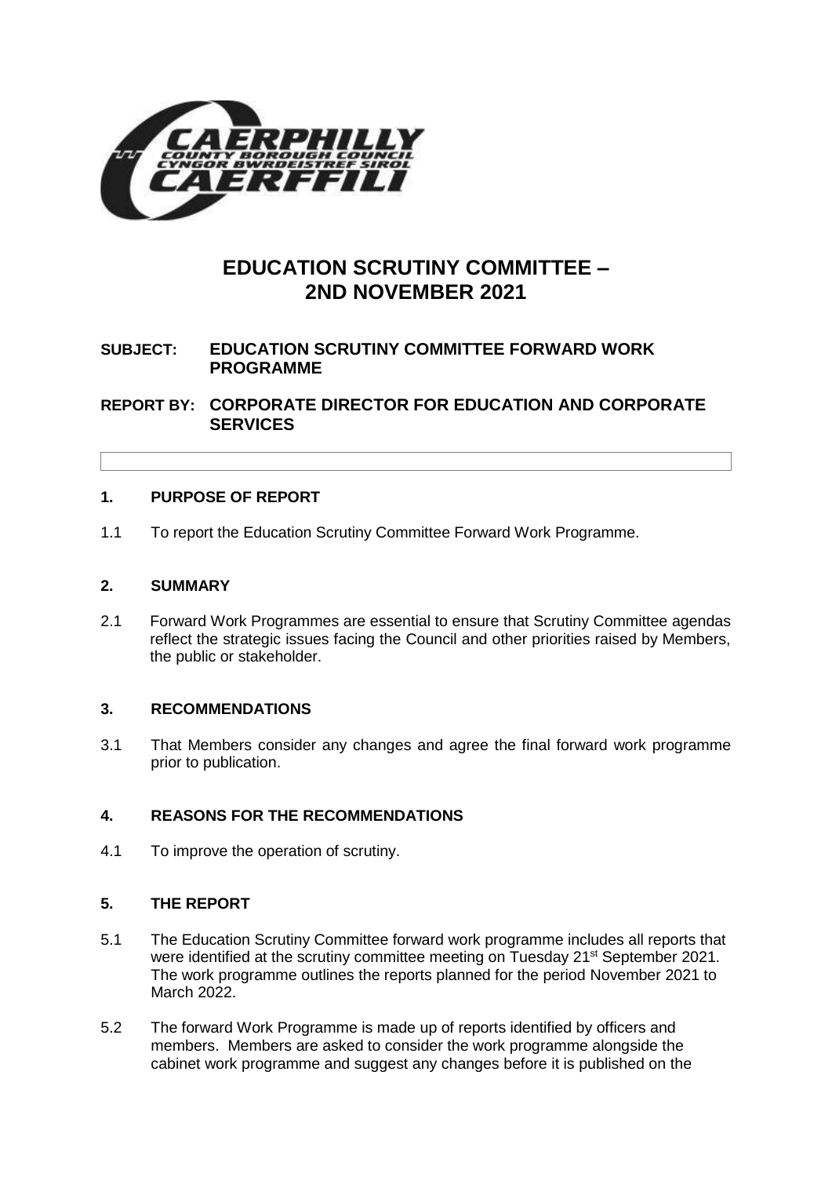# EDUCATION SCRUTINY COMMITTEE – 2ND NOVEMBER 2021

**SUBJECT: EDUCATION SCRUTINY COMMITTEE FORWARD WORK PROGRAMME**

**REPORT BY: CORPORATE DIRECTOR FOR EDUCATION AND CORPORATE SERVICES**

## 1. PURPOSE OF REPORT

1.1 To report the Education Scrutiny Committee Forward Work Programme.

## 2. SUMMARY

2.1 Forward Work Programmes are essential to ensure that Scrutiny Committee agendas reflect the strategic issues facing the Council and other priorities raised by Members, the public or stakeholder.

## 3. RECOMMENDATIONS

3.1 That Members consider any changes and agree the final forward work programme prior to publication.

## 4. REASONS FOR THE RECOMMENDATIONS

4.1 To improve the operation of scrutiny.

## 5. THE REPORT

5.1 The Education Scrutiny Committee forward work programme includes all reports that were identified at the scrutiny committee meeting on Tuesday 21st September 2021. The work programme outlines the reports planned for the period November 2021 to March 2022.

5.2 The forward Work Programme is made up of reports identified by officers and members. Members are asked to consider the work programme alongside the cabinet work programme and suggest any changes before it is published on the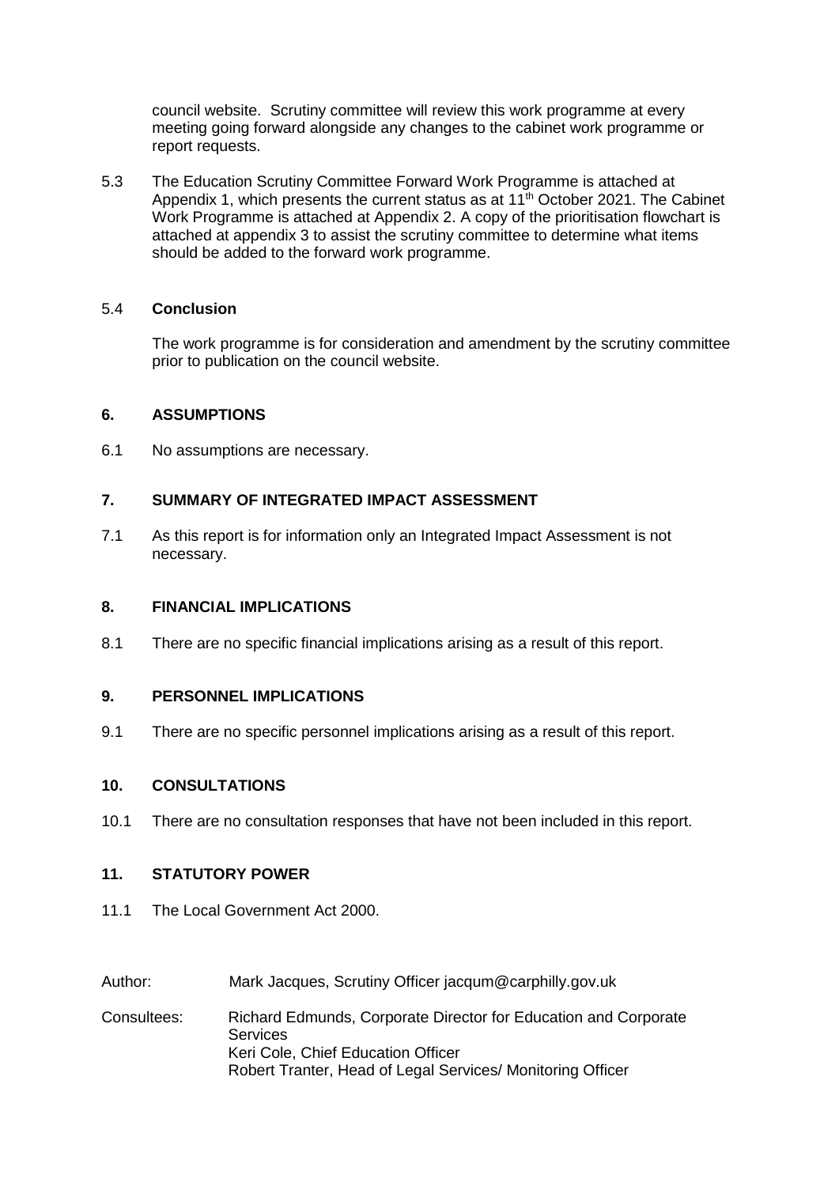council website. Scrutiny committee will review this work programme at every meeting going forward alongside any changes to the cabinet work programme or report requests.

5.3 The Education Scrutiny Committee Forward Work Programme is attached at Appendix 1, which presents the current status as at 11th October 2021. The Cabinet Work Programme is attached at Appendix 2. A copy of the prioritisation flowchart is attached at appendix 3 to assist the scrutiny committee to determine what items should be added to the forward work programme.

5.4 **Conclusion**

The work programme is for consideration and amendment by the scrutiny committee prior to publication on the council website.

## 6. ASSUMPTIONS

6.1 No assumptions are necessary.

## 7. SUMMARY OF INTEGRATED IMPACT ASSESSMENT

7.1 As this report is for information only an Integrated Impact Assessment is not necessary.

## 8. FINANCIAL IMPLICATIONS

8.1 There are no specific financial implications arising as a result of this report.

## 9. PERSONNEL IMPLICATIONS

9.1 There are no specific personnel implications arising as a result of this report.

## 10. CONSULTATIONS

10.1 There are no consultation responses that have not been included in this report.

## 11. STATUTORY POWER

11.1 The Local Government Act 2000.

Author: Mark Jacques, Scrutiny Officer jacqum@carphilly.gov.uk

Consultees: Richard Edmunds, Corporate Director for Education and Corporate Services
Keri Cole, Chief Education Officer
Robert Tranter, Head of Legal Services/ Monitoring Officer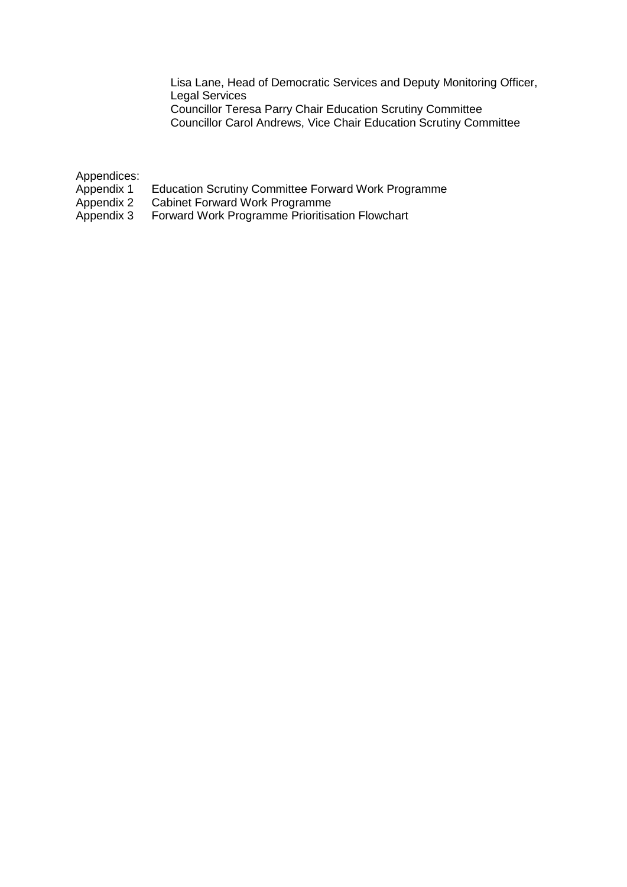Lisa Lane, Head of Democratic Services and Deputy Monitoring Officer, Legal Services
Councillor Teresa Parry Chair Education Scrutiny Committee
Councillor Carol Andrews, Vice Chair Education Scrutiny Committee

Appendices:

| | |
|---|---|
| Appendix 1 | Education Scrutiny Committee Forward Work Programme |
| Appendix 2 | Cabinet Forward Work Programme |
| Appendix 3 | Forward Work Programme Prioritisation Flowchart |